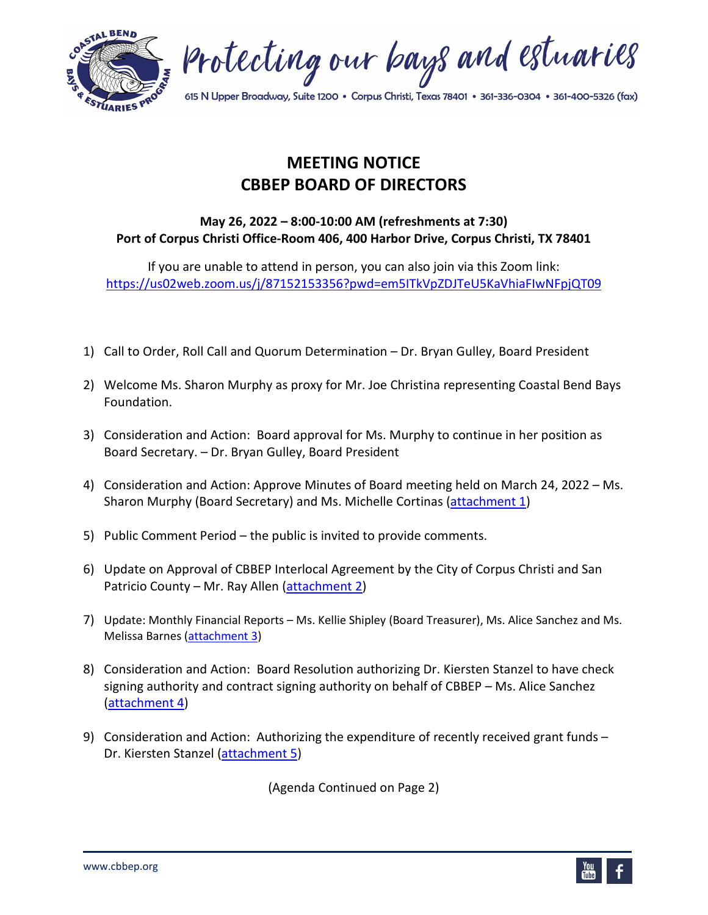Protecting our bays and estuaries

615 N Upper Broadway, Suite 1200 • Corpus Christi, Texas 78401 • 361-336-0304 • 361-400-5326 (fax)

# MEETING NOTICE
# CBBEP BOARD OF DIRECTORS

**May 26, 2022 – 8:00-10:00 AM (refreshments at 7:30)**
**Port of Corpus Christi Office-Room 406, 400 Harbor Drive, Corpus Christi, TX 78401**

If you are unable to attend in person, you can also join via this Zoom link:
https://us02web.zoom.us/j/87152153356?pwd=em5ITkVpZDJTeU5KaVhiaFIwNFpjQT09

1) Call to Order, Roll Call and Quorum Determination – Dr. Bryan Gulley, Board President

2) Welcome Ms. Sharon Murphy as proxy for Mr. Joe Christina representing Coastal Bend Bays Foundation.

3) Consideration and Action: Board approval for Ms. Murphy to continue in her position as Board Secretary. – Dr. Bryan Gulley, Board President

4) Consideration and Action: Approve Minutes of Board meeting held on March 24, 2022 – Ms. Sharon Murphy (Board Secretary) and Ms. Michelle Cortinas (attachment 1)

5) Public Comment Period – the public is invited to provide comments.

6) Update on Approval of CBBEP Interlocal Agreement by the City of Corpus Christi and San Patricio County – Mr. Ray Allen (attachment 2)

7) Update: Monthly Financial Reports – Ms. Kellie Shipley (Board Treasurer), Ms. Alice Sanchez and Ms. Melissa Barnes (attachment 3)

8) Consideration and Action: Board Resolution authorizing Dr. Kiersten Stanzel to have check signing authority and contract signing authority on behalf of CBBEP – Ms. Alice Sanchez (attachment 4)

9) Consideration and Action: Authorizing the expenditure of recently received grant funds – Dr. Kiersten Stanzel (attachment 5)

(Agenda Continued on Page 2)

www.cbbep.org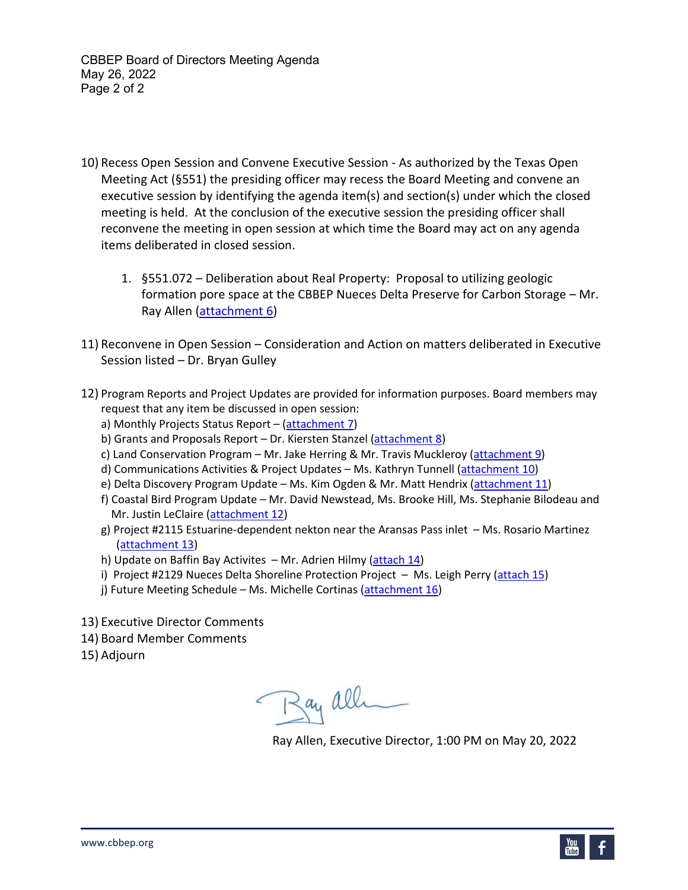10) Recess Open Session and Convene Executive Session - As authorized by the Texas Open Meeting Act (§551) the presiding officer may recess the Board Meeting and convene an executive session by identifying the agenda item(s) and section(s) under which the closed meeting is held. At the conclusion of the executive session the presiding officer shall reconvene the meeting in open session at which time the Board may act on any agenda items deliberated in closed session.

    1. §551.072 – Deliberation about Real Property: Proposal to utilizing geologic formation pore space at the CBBEP Nueces Delta Preserve for Carbon Storage – Mr. Ray Allen (attachment 6)

11) Reconvene in Open Session – Consideration and Action on matters deliberated in Executive Session listed – Dr. Bryan Gulley

12) Program Reports and Project Updates are provided for information purposes. Board members may request that any item be discussed in open session:
    a) Monthly Projects Status Report – (attachment 7)
    b) Grants and Proposals Report – Dr. Kiersten Stanzel (attachment 8)
    c) Land Conservation Program – Mr. Jake Herring & Mr. Travis Muckleroy (attachment 9)
    d) Communications Activities & Project Updates – Ms. Kathryn Tunnell (attachment 10)
    e) Delta Discovery Program Update – Ms. Kim Ogden & Mr. Matt Hendrix (attachment 11)
    f) Coastal Bird Program Update – Mr. David Newstead, Ms. Brooke Hill, Ms. Stephanie Bilodeau and Mr. Justin LeClaire (attachment 12)
    g) Project #2115 Estuarine-dependent nekton near the Aransas Pass inlet – Ms. Rosario Martinez (attachment 13)
    h) Update on Baffin Bay Activites – Mr. Adrien Hilmy (attach 14)
    i) Project #2129 Nueces Delta Shoreline Protection Project – Ms. Leigh Perry (attach 15)
    j) Future Meeting Schedule – Ms. Michelle Cortinas (attachment 16)

13) Executive Director Comments
14) Board Member Comments
15) Adjourn

Ray Allen, Executive Director, 1:00 PM on May 20, 2022